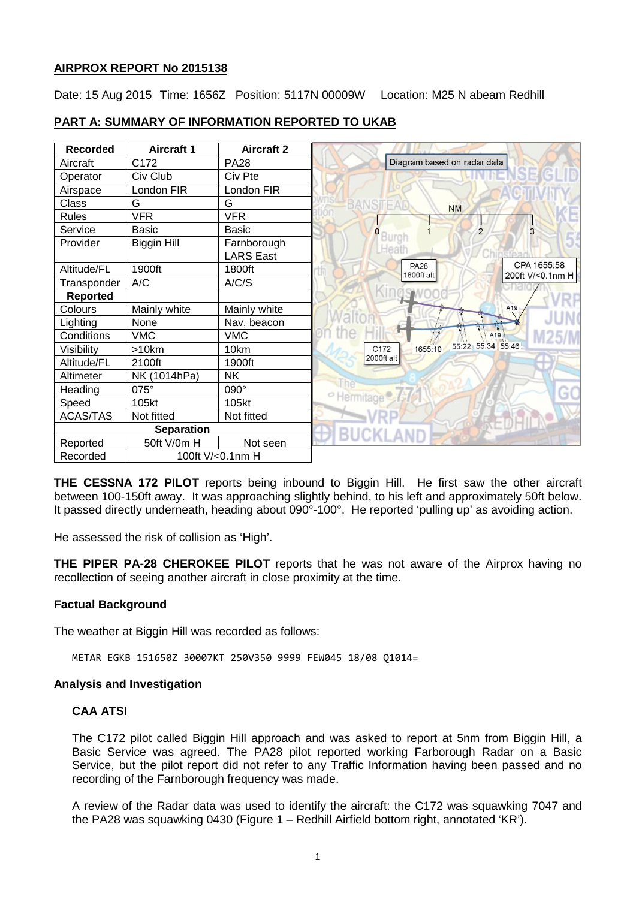## AIRPROX REPORT No 2015138

Date: 15 Aug 2015 Time: 1656Z Position: 5117N 00009W Location: M25 N abeam Redhill

## PART A: SUMMARY OF INFORMATION REPORTED TO UKAB

| Recorded | Aircraft 1 | Aircraft 2 |
|---|---|---|
| Aircraft | C172 | PA28 |
| Operator | Civ Club | Civ Pte |
| Airspace | London FIR | London FIR |
| Class | G | G |
| Rules | VFR | VFR |
| Service | Basic | Basic |
| Provider | Biggin Hill | Farnborough LARS East |
| Altitude/FL | 1900ft | 1800ft |
| Transponder | A/C | A/C/S |
| **Reported** | | |
| Colours | Mainly white | Mainly white |
| Lighting | None | Nav, beacon |
| Conditions | VMC | VMC |
| Visibility | >10km | 10km |
| Altitude/FL | 2100ft | 1900ft |
| Altimeter | NK (1014hPa) | NK |
| Heading | 075° | 090° |
| Speed | 105kt | 105kt |
| ACAS/TAS | Not fitted | Not fitted |
| **Separation** | | |
| Reported | 50ft V/0m H | Not seen |
| Recorded | 100ft V/<0.1nm H | |

Diagram based on radar data

**THE CESSNA 172 PILOT** reports being inbound to Biggin Hill. He first saw the other aircraft between 100-150ft away. It was approaching slightly behind, to his left and approximately 50ft below. It passed directly underneath, heading about 090°-100°. He reported 'pulling up' as avoiding action.

He assessed the risk of collision as 'High'.

**THE PIPER PA-28 CHEROKEE PILOT** reports that he was not aware of the Airprox having no recollection of seeing another aircraft in close proximity at the time.

### Factual Background

The weather at Biggin Hill was recorded as follows:

```
METAR EGKB 151650Z 30007KT 250V350 9999 FEW045 18/08 Q1014=
```

### Analysis and Investigation

#### CAA ATSI

The C172 pilot called Biggin Hill approach and was asked to report at 5nm from Biggin Hill, a Basic Service was agreed. The PA28 pilot reported working Farborough Radar on a Basic Service, but the pilot report did not refer to any Traffic Information having been passed and no recording of the Farnborough frequency was made.

A review of the Radar data was used to identify the aircraft: the C172 was squawking 7047 and the PA28 was squawking 0430 (Figure 1 – Redhill Airfield bottom right, annotated 'KR').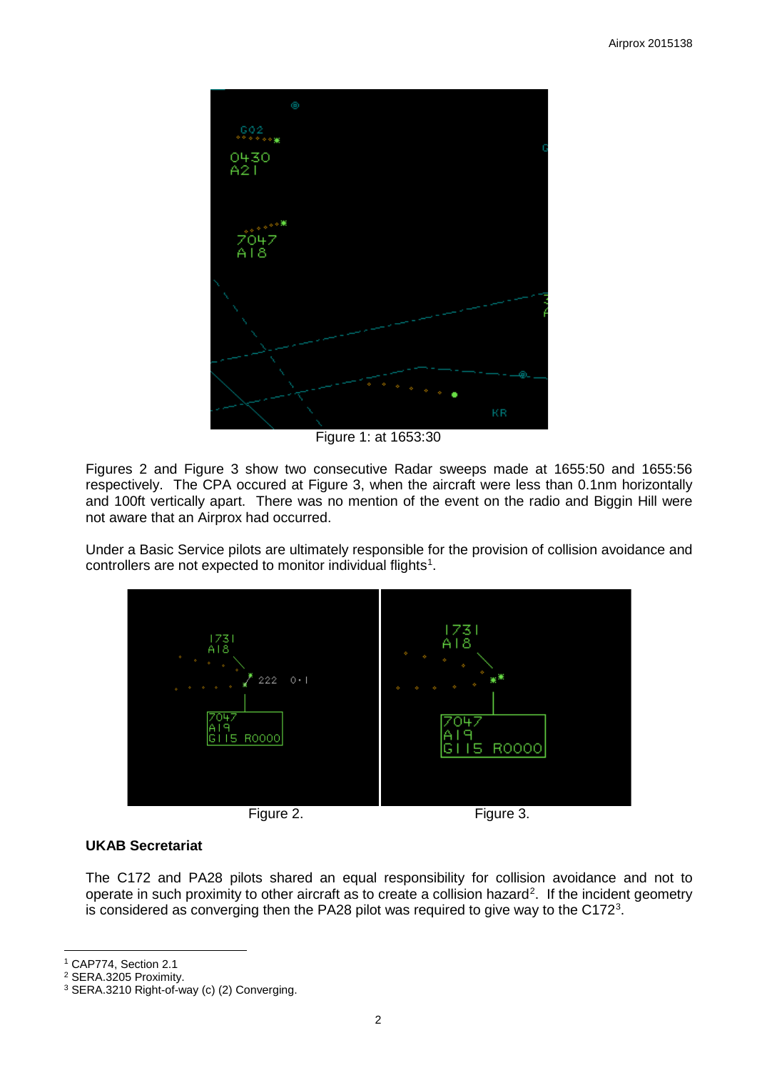Figure 1: at 1653:30

Figures 2 and Figure 3 show two consecutive Radar sweeps made at 1655:50 and 1655:56 respectively. The CPA occured at Figure 3, when the aircraft were less than 0.1nm horizontally and 100ft vertically apart. There was no mention of the event on the radio and Biggin Hill were not aware that an Airprox had occurred.

Under a Basic Service pilots are ultimately responsible for the provision of collision avoidance and controllers are not expected to monitor individual flights[1].

Figure 2.

Figure 3.

**UKAB Secretariat**

The C172 and PA28 pilots shared an equal responsibility for collision avoidance and not to operate in such proximity to other aircraft as to create a collision hazard[2]. If the incident geometry is considered as converging then the PA28 pilot was required to give way to the C172[3].

---

[1] CAP774, Section 2.1

[2] SERA.3205 Proximity.

[3] SERA.3210 Right-of-way (c) (2) Converging.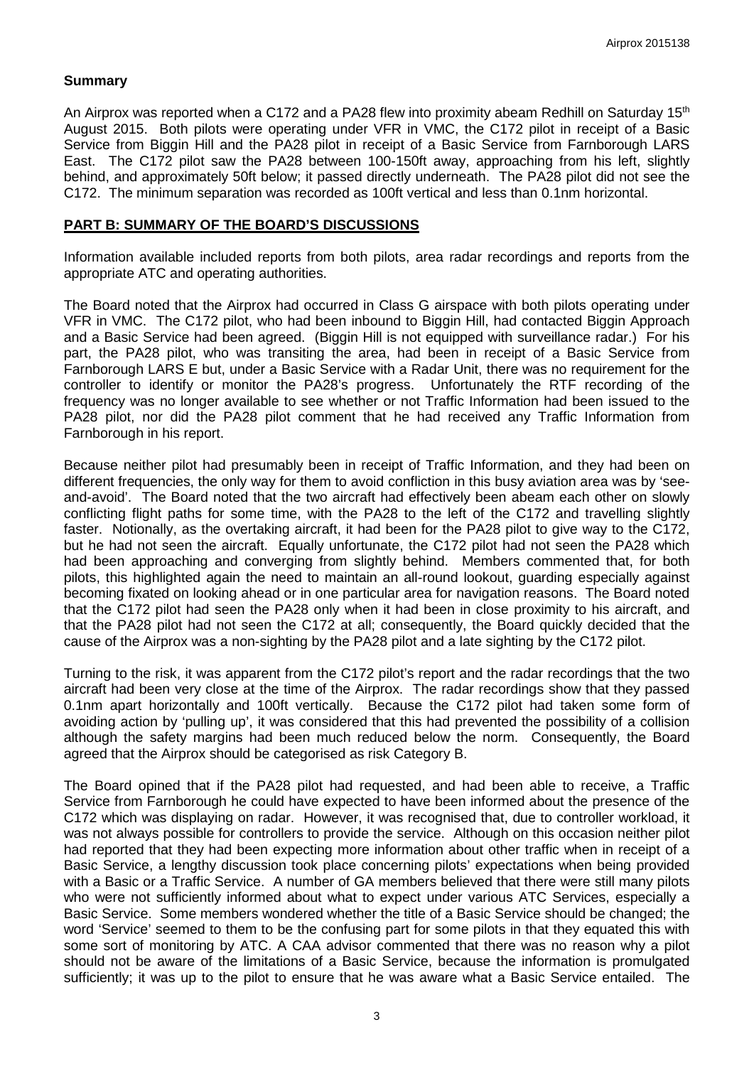## Summary

An Airprox was reported when a C172 and a PA28 flew into proximity abeam Redhill on Saturday 15th August 2015. Both pilots were operating under VFR in VMC, the C172 pilot in receipt of a Basic Service from Biggin Hill and the PA28 pilot in receipt of a Basic Service from Farnborough LARS East. The C172 pilot saw the PA28 between 100-150ft away, approaching from his left, slightly behind, and approximately 50ft below; it passed directly underneath. The PA28 pilot did not see the C172. The minimum separation was recorded as 100ft vertical and less than 0.1nm horizontal.

## PART B: SUMMARY OF THE BOARD'S DISCUSSIONS

Information available included reports from both pilots, area radar recordings and reports from the appropriate ATC and operating authorities.

The Board noted that the Airprox had occurred in Class G airspace with both pilots operating under VFR in VMC. The C172 pilot, who had been inbound to Biggin Hill, had contacted Biggin Approach and a Basic Service had been agreed. (Biggin Hill is not equipped with surveillance radar.) For his part, the PA28 pilot, who was transiting the area, had been in receipt of a Basic Service from Farnborough LARS E but, under a Basic Service with a Radar Unit, there was no requirement for the controller to identify or monitor the PA28's progress. Unfortunately the RTF recording of the frequency was no longer available to see whether or not Traffic Information had been issued to the PA28 pilot, nor did the PA28 pilot comment that he had received any Traffic Information from Farnborough in his report.

Because neither pilot had presumably been in receipt of Traffic Information, and they had been on different frequencies, the only way for them to avoid confliction in this busy aviation area was by 'see-and-avoid'. The Board noted that the two aircraft had effectively been abeam each other on slowly conflicting flight paths for some time, with the PA28 to the left of the C172 and travelling slightly faster. Notionally, as the overtaking aircraft, it had been for the PA28 pilot to give way to the C172, but he had not seen the aircraft. Equally unfortunate, the C172 pilot had not seen the PA28 which had been approaching and converging from slightly behind. Members commented that, for both pilots, this highlighted again the need to maintain an all-round lookout, guarding especially against becoming fixated on looking ahead or in one particular area for navigation reasons. The Board noted that the C172 pilot had seen the PA28 only when it had been in close proximity to his aircraft, and that the PA28 pilot had not seen the C172 at all; consequently, the Board quickly decided that the cause of the Airprox was a non-sighting by the PA28 pilot and a late sighting by the C172 pilot.

Turning to the risk, it was apparent from the C172 pilot's report and the radar recordings that the two aircraft had been very close at the time of the Airprox. The radar recordings show that they passed 0.1nm apart horizontally and 100ft vertically. Because the C172 pilot had taken some form of avoiding action by 'pulling up', it was considered that this had prevented the possibility of a collision although the safety margins had been much reduced below the norm. Consequently, the Board agreed that the Airprox should be categorised as risk Category B.

The Board opined that if the PA28 pilot had requested, and had been able to receive, a Traffic Service from Farnborough he could have expected to have been informed about the presence of the C172 which was displaying on radar. However, it was recognised that, due to controller workload, it was not always possible for controllers to provide the service. Although on this occasion neither pilot had reported that they had been expecting more information about other traffic when in receipt of a Basic Service, a lengthy discussion took place concerning pilots' expectations when being provided with a Basic or a Traffic Service. A number of GA members believed that there were still many pilots who were not sufficiently informed about what to expect under various ATC Services, especially a Basic Service. Some members wondered whether the title of a Basic Service should be changed; the word 'Service' seemed to them to be the confusing part for some pilots in that they equated this with some sort of monitoring by ATC. A CAA advisor commented that there was no reason why a pilot should not be aware of the limitations of a Basic Service, because the information is promulgated sufficiently; it was up to the pilot to ensure that he was aware what a Basic Service entailed. The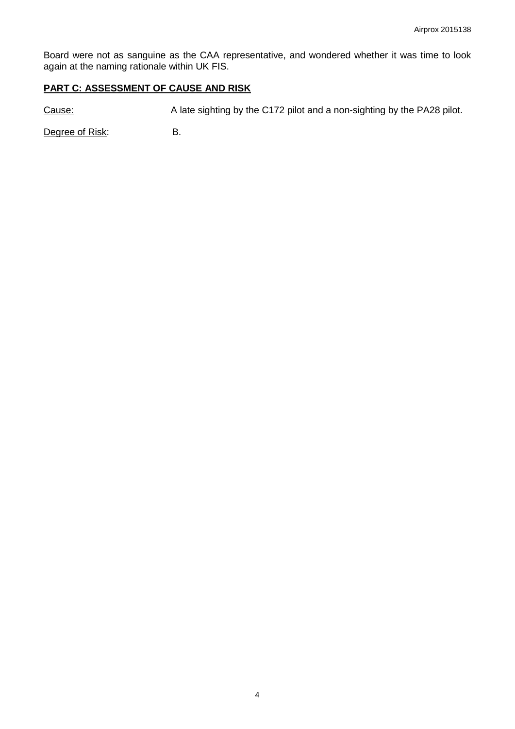Board were not as sanguine as the CAA representative, and wondered whether it was time to look again at the naming rationale within UK FIS.

## PART C: ASSESSMENT OF CAUSE AND RISK

Cause: A late sighting by the C172 pilot and a non-sighting by the PA28 pilot.

Degree of Risk: B.